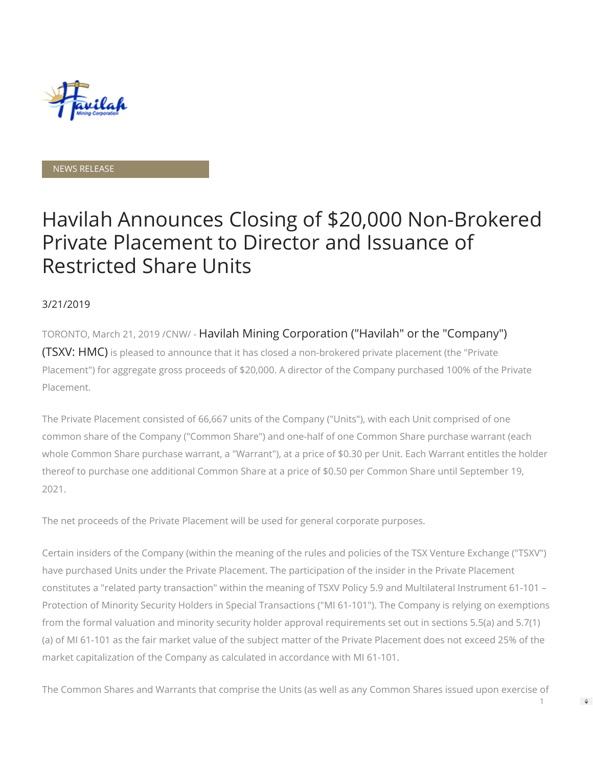NEWS RELEASE

# Havilah Announces Closing of $20,000 Non-Brokered Private Placement to Director and Issuance of Restricted Share Units

3/21/2019

TORONTO, March 21, 2019 /CNW/ - Havilah Mining Corporation ("Havilah" or the "Company") (TSXV: HMC) is pleased to announce that it has closed a non-brokered private placement (the "Private Placement") for aggregate gross proceeds of $20,000. A director of the Company purchased 100% of the Private Placement.

The Private Placement consisted of 66,667 units of the Company ("Units"), with each Unit comprised of one common share of the Company ("Common Share") and one-half of one Common Share purchase warrant (each whole Common Share purchase warrant, a "Warrant"), at a price of $0.30 per Unit. Each Warrant entitles the holder thereof to purchase one additional Common Share at a price of $0.50 per Common Share until September 19, 2021.

The net proceeds of the Private Placement will be used for general corporate purposes.

Certain insiders of the Company (within the meaning of the rules and policies of the TSX Venture Exchange ("TSXV") have purchased Units under the Private Placement. The participation of the insider in the Private Placement constitutes a "related party transaction" within the meaning of TSXV Policy 5.9 and Multilateral Instrument 61-101 – Protection of Minority Security Holders in Special Transactions ("MI 61-101"). The Company is relying on exemptions from the formal valuation and minority security holder approval requirements set out in sections 5.5(a) and 5.7(1)(a) of MI 61-101 as the fair market value of the subject matter of the Private Placement does not exceed 25% of the market capitalization of the Company as calculated in accordance with MI 61-101.

The Common Shares and Warrants that comprise the Units (as well as any Common Shares issued upon exercise of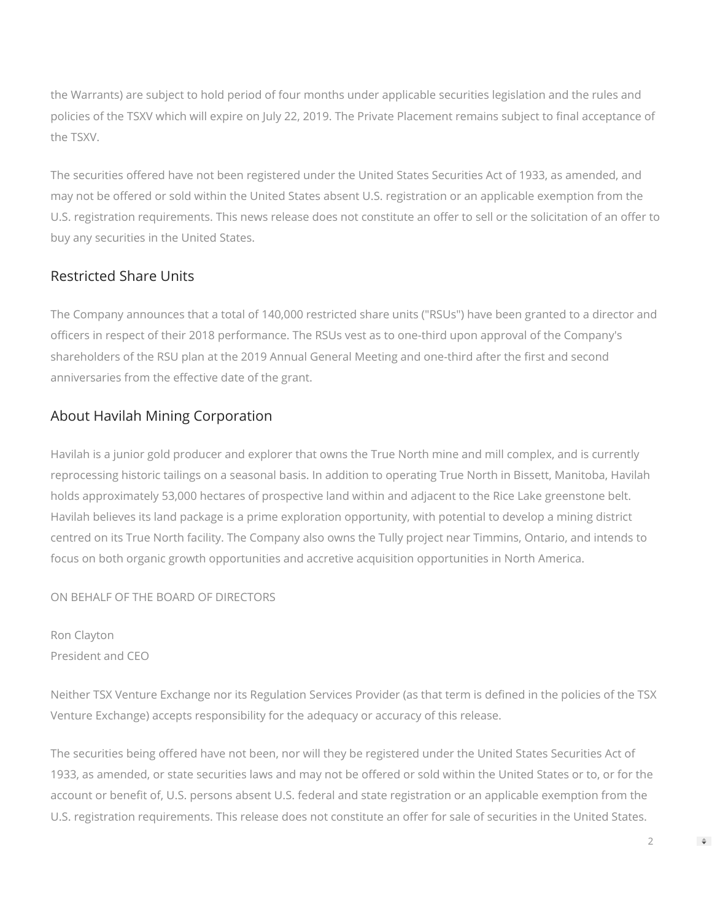the Warrants) are subject to hold period of four months under applicable securities legislation and the rules and policies of the TSXV which will expire on July 22, 2019. The Private Placement remains subject to final acceptance of the TSXV.

The securities offered have not been registered under the United States Securities Act of 1933, as amended, and may not be offered or sold within the United States absent U.S. registration or an applicable exemption from the U.S. registration requirements. This news release does not constitute an offer to sell or the solicitation of an offer to buy any securities in the United States.

## Restricted Share Units

The Company announces that a total of 140,000 restricted share units ("RSUs") have been granted to a director and officers in respect of their 2018 performance. The RSUs vest as to one-third upon approval of the Company's shareholders of the RSU plan at the 2019 Annual General Meeting and one-third after the first and second anniversaries from the effective date of the grant.

## About Havilah Mining Corporation

Havilah is a junior gold producer and explorer that owns the True North mine and mill complex, and is currently reprocessing historic tailings on a seasonal basis. In addition to operating True North in Bissett, Manitoba, Havilah holds approximately 53,000 hectares of prospective land within and adjacent to the Rice Lake greenstone belt. Havilah believes its land package is a prime exploration opportunity, with potential to develop a mining district centred on its True North facility. The Company also owns the Tully project near Timmins, Ontario, and intends to focus on both organic growth opportunities and accretive acquisition opportunities in North America.

ON BEHALF OF THE BOARD OF DIRECTORS

Ron Clayton
President and CEO

Neither TSX Venture Exchange nor its Regulation Services Provider (as that term is defined in the policies of the TSX Venture Exchange) accepts responsibility for the adequacy or accuracy of this release.

The securities being offered have not been, nor will they be registered under the United States Securities Act of 1933, as amended, or state securities laws and may not be offered or sold within the United States or to, or for the account or benefit of, U.S. persons absent U.S. federal and state registration or an applicable exemption from the U.S. registration requirements. This release does not constitute an offer for sale of securities in the United States.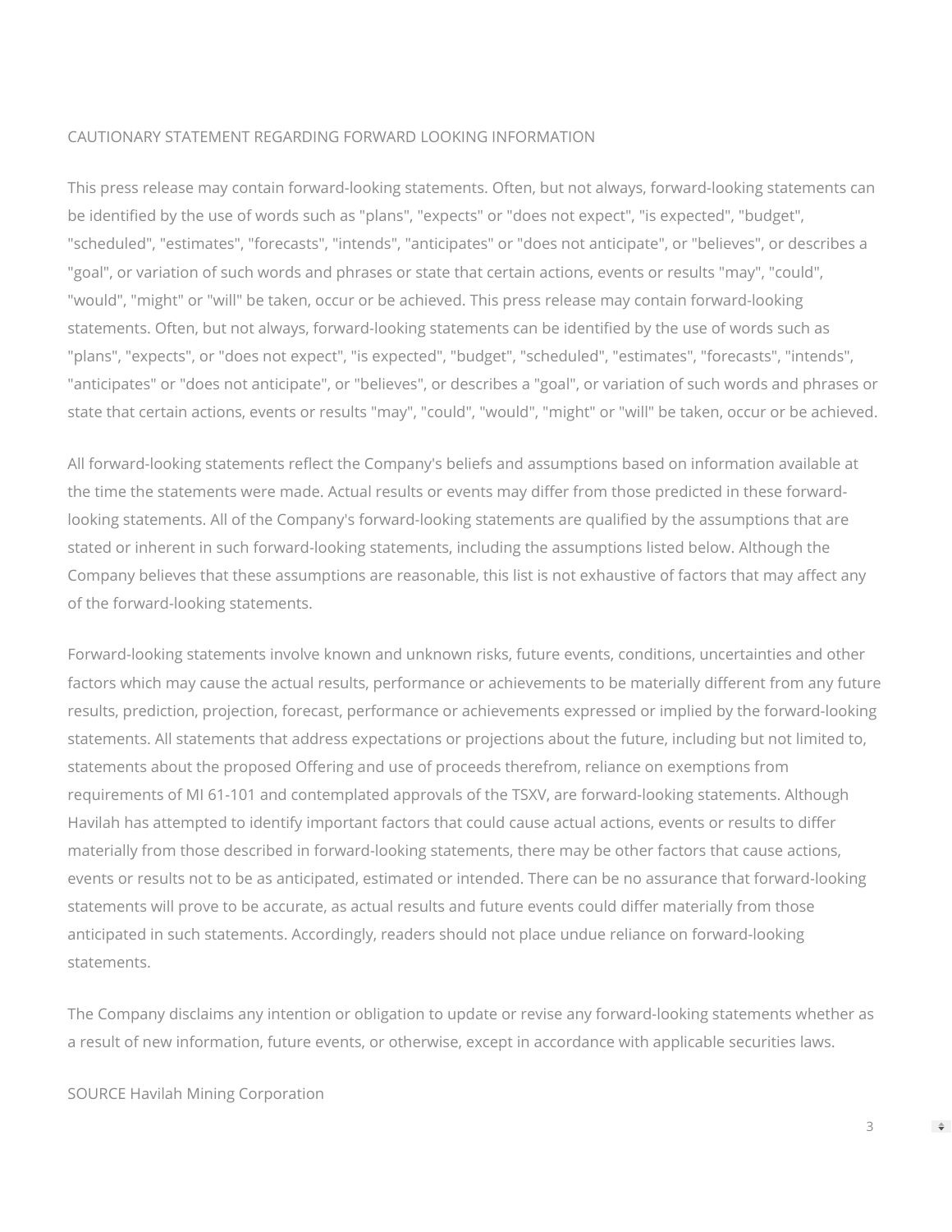## CAUTIONARY STATEMENT REGARDING FORWARD LOOKING INFORMATION

This press release may contain forward-looking statements. Often, but not always, forward-looking statements can be identified by the use of words such as "plans", "expects" or "does not expect", "is expected", "budget", "scheduled", "estimates", "forecasts", "intends", "anticipates" or "does not anticipate", or "believes", or describes a "goal", or variation of such words and phrases or state that certain actions, events or results "may", "could", "would", "might" or "will" be taken, occur or be achieved. This press release may contain forward-looking statements. Often, but not always, forward-looking statements can be identified by the use of words such as "plans", "expects", or "does not expect", "is expected", "budget", "scheduled", "estimates", "forecasts", "intends", "anticipates" or "does not anticipate", or "believes", or describes a "goal", or variation of such words and phrases or state that certain actions, events or results "may", "could", "would", "might" or "will" be taken, occur or be achieved.

All forward-looking statements reflect the Company's beliefs and assumptions based on information available at the time the statements were made. Actual results or events may differ from those predicted in these forward-looking statements. All of the Company's forward-looking statements are qualified by the assumptions that are stated or inherent in such forward-looking statements, including the assumptions listed below. Although the Company believes that these assumptions are reasonable, this list is not exhaustive of factors that may affect any of the forward-looking statements.

Forward-looking statements involve known and unknown risks, future events, conditions, uncertainties and other factors which may cause the actual results, performance or achievements to be materially different from any future results, prediction, projection, forecast, performance or achievements expressed or implied by the forward-looking statements. All statements that address expectations or projections about the future, including but not limited to, statements about the proposed Offering and use of proceeds therefrom, reliance on exemptions from requirements of MI 61-101 and contemplated approvals of the TSXV, are forward-looking statements. Although Havilah has attempted to identify important factors that could cause actual actions, events or results to differ materially from those described in forward-looking statements, there may be other factors that cause actions, events or results not to be as anticipated, estimated or intended. There can be no assurance that forward-looking statements will prove to be accurate, as actual results and future events could differ materially from those anticipated in such statements. Accordingly, readers should not place undue reliance on forward-looking statements.

The Company disclaims any intention or obligation to update or revise any forward-looking statements whether as a result of new information, future events, or otherwise, except in accordance with applicable securities laws.

SOURCE Havilah Mining Corporation